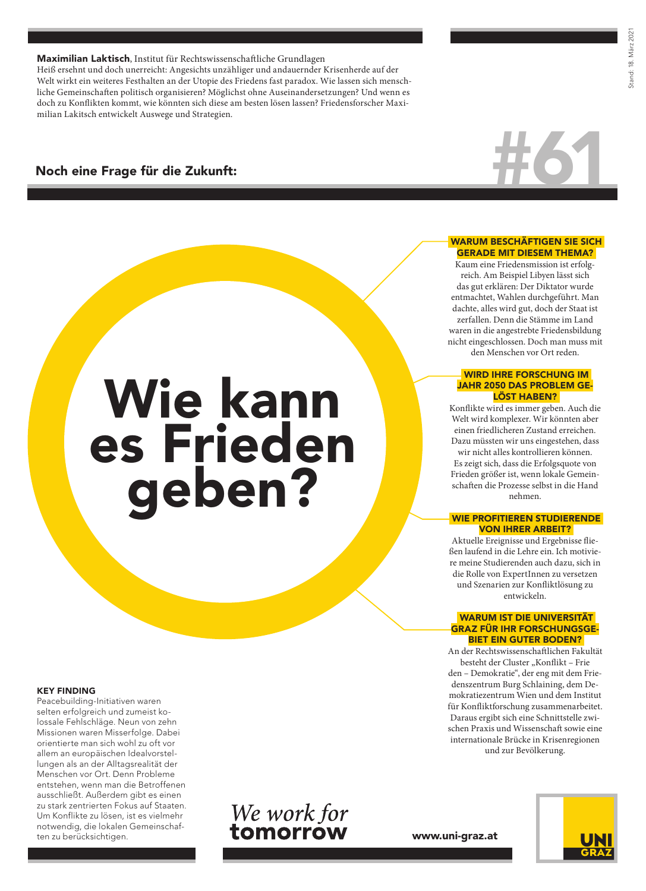**Maximilian Laktisch**, Institut für Rechtswissenschaftliche Grundlagen
Heiß ersehnt und doch unerreicht: Angesichts unzähliger und andauernder Krisenherde auf der Welt wirkt ein weiteres Festhalten an der Utopie des Friedens fast paradox. Wie lassen sich menschliche Gemeinschaften politisch organisieren? Möglichst ohne Auseinandersetzungen? Und wenn es doch zu Konflikten kommt, wie könnten sich diese am besten lösen lassen? Friedensforscher Maximilian Lakitsch entwickelt Auswege und Strategien.

## Noch eine Frage für die Zukunft:

#61

# Wie kann es Frieden geben?

**WARUM BESCHÄFTIGEN SIE SICH GERADE MIT DIESEM THEMA?**

Kaum eine Friedensmission ist erfolgreich. Am Beispiel Libyen lässt sich das gut erklären: Der Diktator wurde entmachtet, Wahlen durchgeführt. Man dachte, alles wird gut, doch der Staat ist zerfallen. Denn die Stämme im Land waren in die angestrebte Friedensbildung nicht eingeschlossen. Doch man muss mit den Menschen vor Ort reden.

**WIRD IHRE FORSCHUNG IM JAHR 2050 DAS PROBLEM GELÖST HABEN?**

Konflikte wird es immer geben. Auch die Welt wird komplexer. Wir könnten aber einen friedlicheren Zustand erreichen. Dazu müssten wir uns eingestehen, dass wir nicht alles kontrollieren können. Es zeigt sich, dass die Erfolgsquote von Frieden größer ist, wenn lokale Gemeinschaften die Prozesse selbst in die Hand nehmen.

**WIE PROFITIEREN STUDIERENDE VON IHRER ARBEIT?**

Aktuelle Ereignisse und Ergebnisse fließen laufend in die Lehre ein. Ich motiviere meine Studierenden auch dazu, sich in die Rolle von ExpertInnen zu versetzen und Szenarien zur Konfliktlösung zu entwickeln.

**WARUM IST DIE UNIVERSITÄT GRAZ FÜR IHR FORSCHUNGSGEBIET EIN GUTER BODEN?**

An der Rechtswissenschaftlichen Fakultät besteht der Cluster „Konflikt – Frieden – Demokratie", der eng mit dem Friedenszentrum Burg Schlaining, dem Demokratiezentrum Wien und dem Institut für Konfliktforschung zusammenarbeitet. Daraus ergibt sich eine Schnittstelle zwischen Praxis und Wissenschaft sowie eine internationale Brücke in Krisenregionen und zur Bevölkerung.

**KEY FINDING**

Peacebuilding-Initiativen waren selten erfolgreich und zumeist kolossale Fehlschläge. Neun von zehn Missionen waren Misserfolge. Dabei orientierte man sich wohl zu oft vor allem an europäischen Idealvorstellungen als an der Alltagsrealität der Menschen vor Ort. Denn Probleme entstehen, wenn man die Betroffenen ausschließt. Außerdem gibt es einen zu stark zentrierten Fokus auf Staaten. Um Konflikte zu lösen, ist es vielmehr notwendig, die lokalen Gemeinschaften zu berücksichtigen.

*We work for* **tomorrow**

www.uni-graz.at

UNI GRAZ

Stand: 18. März 2021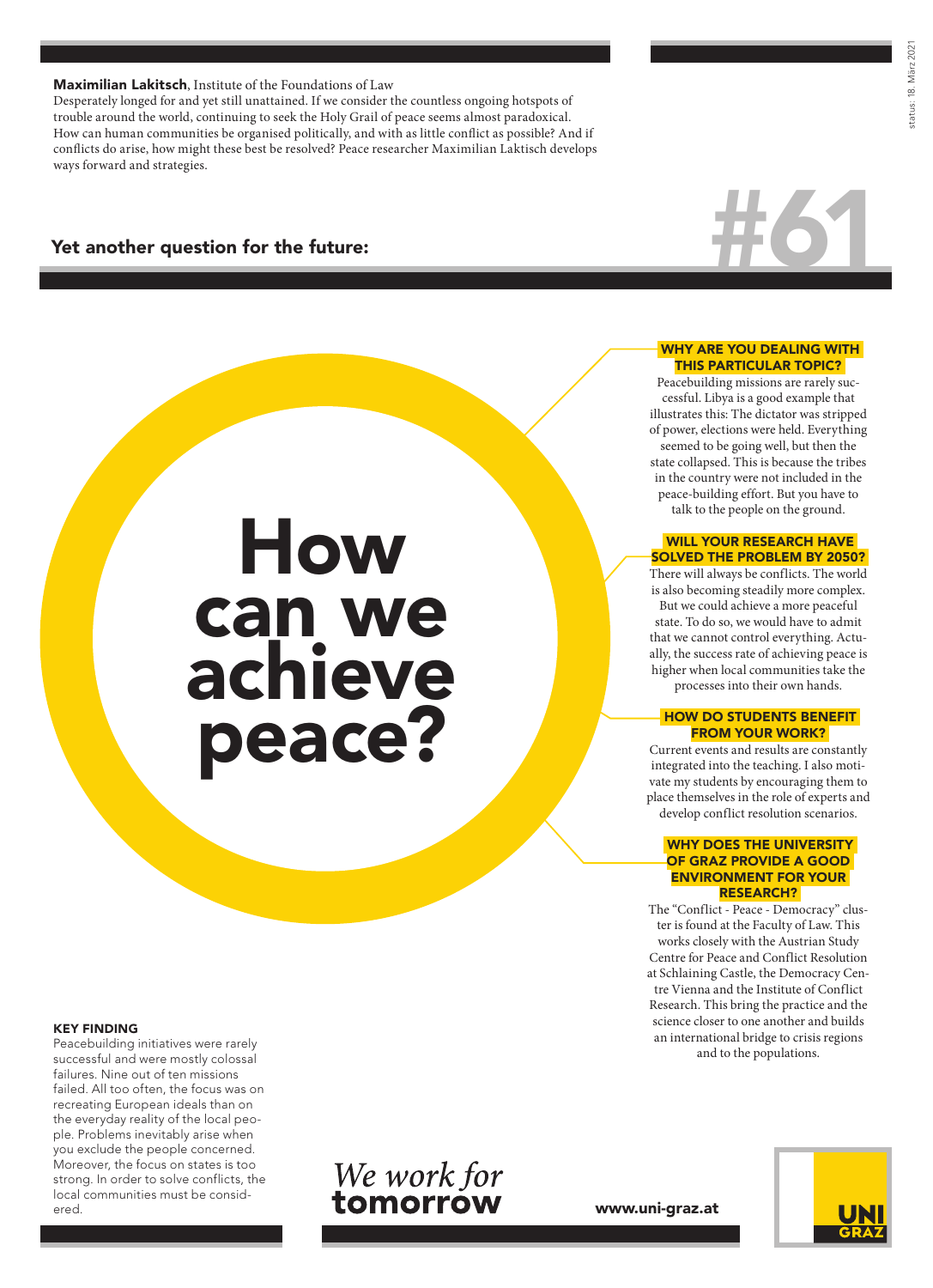**Maximilian Lakitsch**, Institute of the Foundations of Law

Desperately longed for and yet still unattained. If we consider the countless ongoing hotspots of trouble around the world, continuing to seek the Holy Grail of peace seems almost paradoxical. How can human communities be organised politically, and with as little conflict as possible? And if conflicts do arise, how might these best be resolved? Peace researcher Maximilian Laktisch develops ways forward and strategies.

## Yet another question for the future:

#61

# How can we achieve peace?

**WHY ARE YOU DEALING WITH THIS PARTICULAR TOPIC?**

Peacebuilding missions are rarely successful. Libya is a good example that illustrates this: The dictator was stripped of power, elections were held. Everything seemed to be going well, but then the state collapsed. This is because the tribes in the country were not included in the peace-building effort. But you have to talk to the people on the ground.

**WILL YOUR RESEARCH HAVE SOLVED THE PROBLEM BY 2050?**

There will always be conflicts. The world is also becoming steadily more complex. But we could achieve a more peaceful state. To do so, we would have to admit that we cannot control everything. Actually, the success rate of achieving peace is higher when local communities take the processes into their own hands.

**HOW DO STUDENTS BENEFIT FROM YOUR WORK?**

Current events and results are constantly integrated into the teaching. I also motivate my students by encouraging them to place themselves in the role of experts and develop conflict resolution scenarios.

**WHY DOES THE UNIVERSITY OF GRAZ PROVIDE A GOOD ENVIRONMENT FOR YOUR RESEARCH?**

The "Conflict - Peace - Democracy" cluster is found at the Faculty of Law. This works closely with the Austrian Study Centre for Peace and Conflict Resolution at Schlaining Castle, the Democracy Centre Vienna and the Institute of Conflict Research. This bring the practice and the science closer to one another and builds an international bridge to crisis regions and to the populations.

**KEY FINDING**

Peacebuilding initiatives were rarely successful and were mostly colossal failures. Nine out of ten missions failed. All too often, the focus was on recreating European ideals than on the everyday reality of the local people. Problems inevitably arise when you exclude the people concerned. Moreover, the focus on states is too strong. In order to solve conflicts, the local communities must be considered.

*We work for* **tomorrow**

www.uni-graz.at

UNI GRAZ